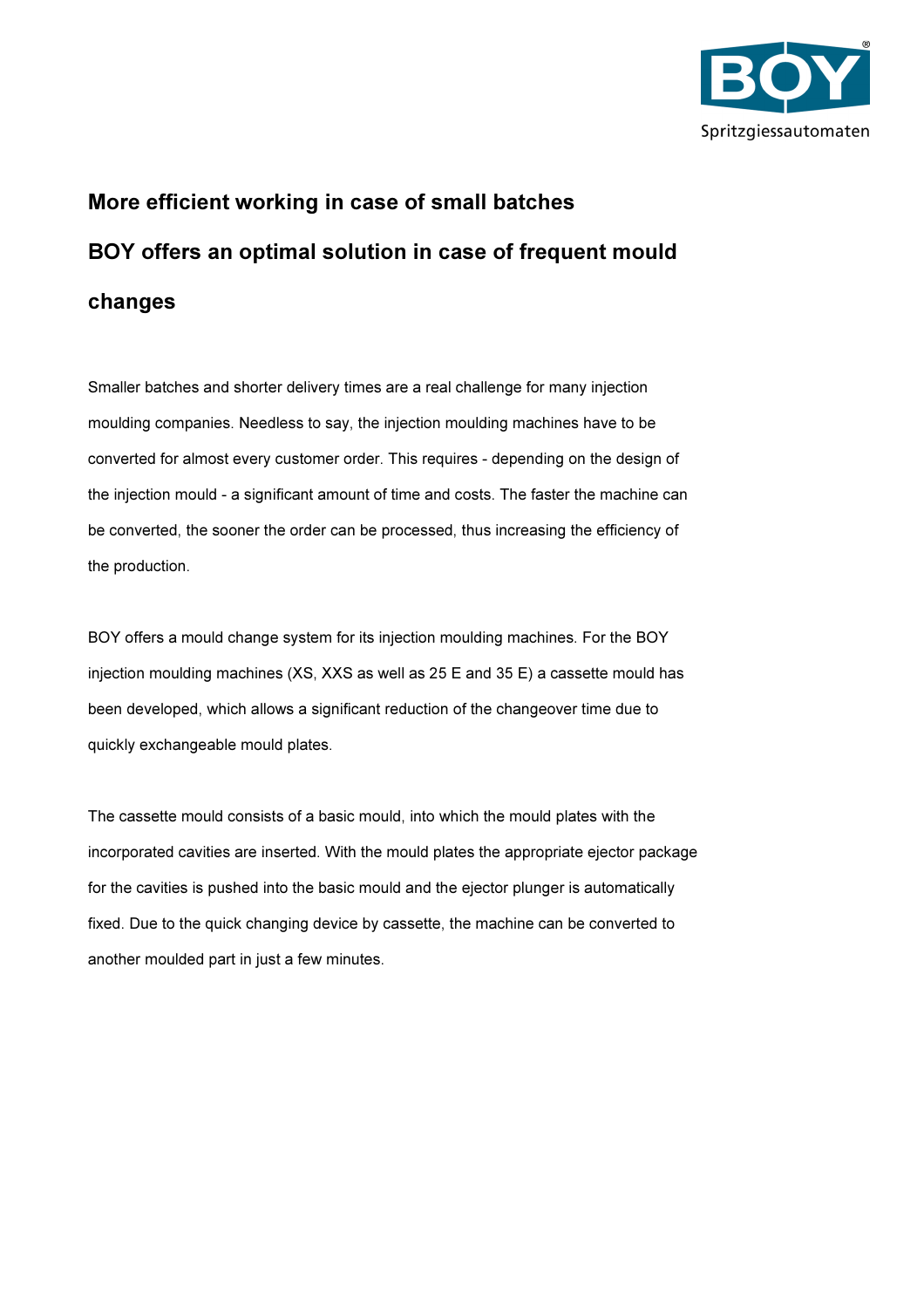# More efficient working in case of small batches

## BOY offers an optimal solution in case of frequent mould changes

Smaller batches and shorter delivery times are a real challenge for many injection moulding companies. Needless to say, the injection moulding machines have to be converted for almost every customer order. This requires - depending on the design of the injection mould - a significant amount of time and costs. The faster the machine can be converted, the sooner the order can be processed, thus increasing the efficiency of the production.

BOY offers a mould change system for its injection moulding machines. For the BOY injection moulding machines (XS, XXS as well as 25 E and 35 E) a cassette mould has been developed, which allows a significant reduction of the changeover time due to quickly exchangeable mould plates.

The cassette mould consists of a basic mould, into which the mould plates with the incorporated cavities are inserted. With the mould plates the appropriate ejector package for the cavities is pushed into the basic mould and the ejector plunger is automatically fixed. Due to the quick changing device by cassette, the machine can be converted to another moulded part in just a few minutes.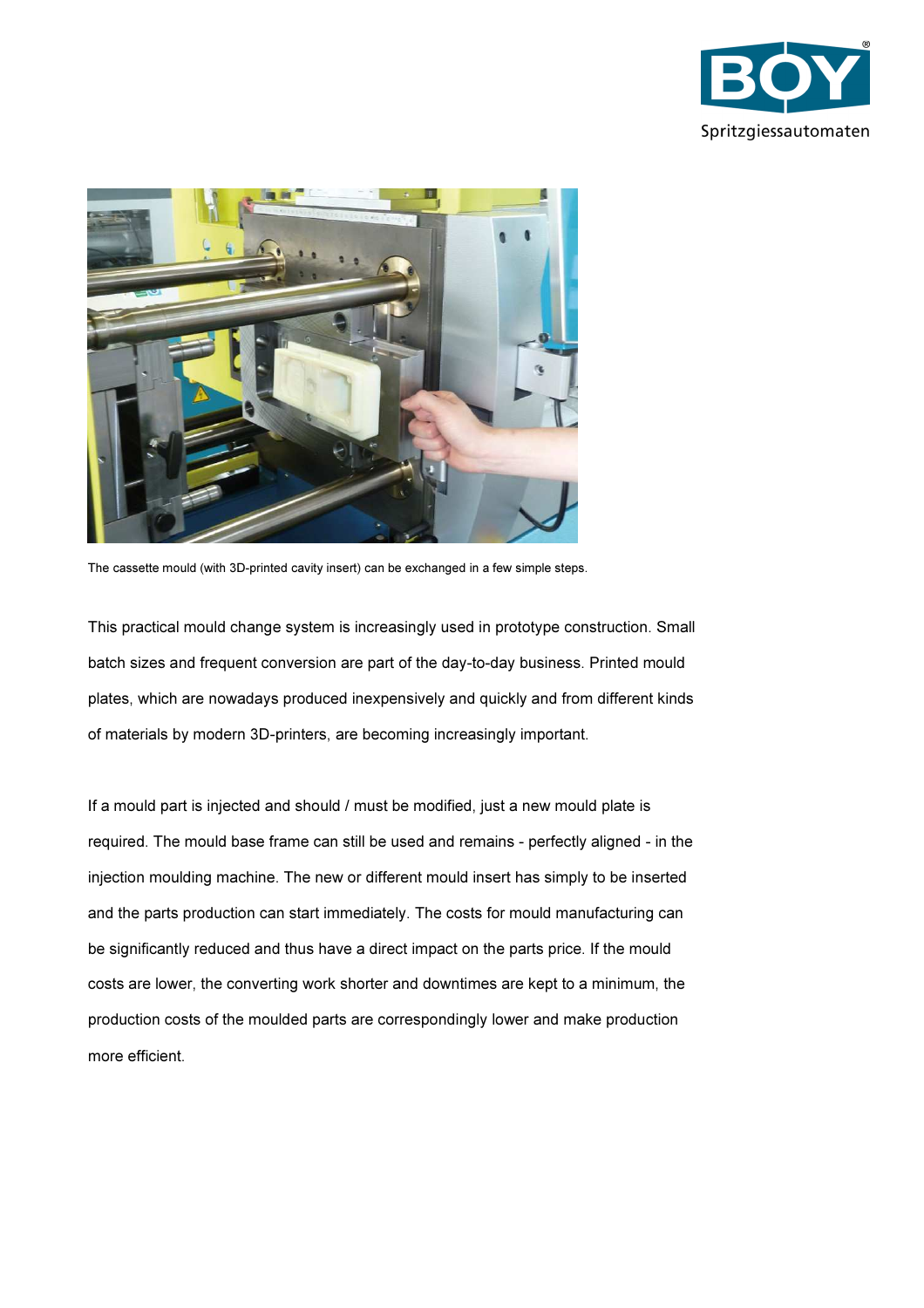The cassette mould (with 3D-printed cavity insert) can be exchanged in a few simple steps.

This practical mould change system is increasingly used in prototype construction. Small batch sizes and frequent conversion are part of the day-to-day business. Printed mould plates, which are nowadays produced inexpensively and quickly and from different kinds of materials by modern 3D-printers, are becoming increasingly important.

If a mould part is injected and should / must be modified, just a new mould plate is required. The mould base frame can still be used and remains - perfectly aligned - in the injection moulding machine. The new or different mould insert has simply to be inserted and the parts production can start immediately. The costs for mould manufacturing can be significantly reduced and thus have a direct impact on the parts price. If the mould costs are lower, the converting work shorter and downtimes are kept to a minimum, the production costs of the moulded parts are correspondingly lower and make production more efficient.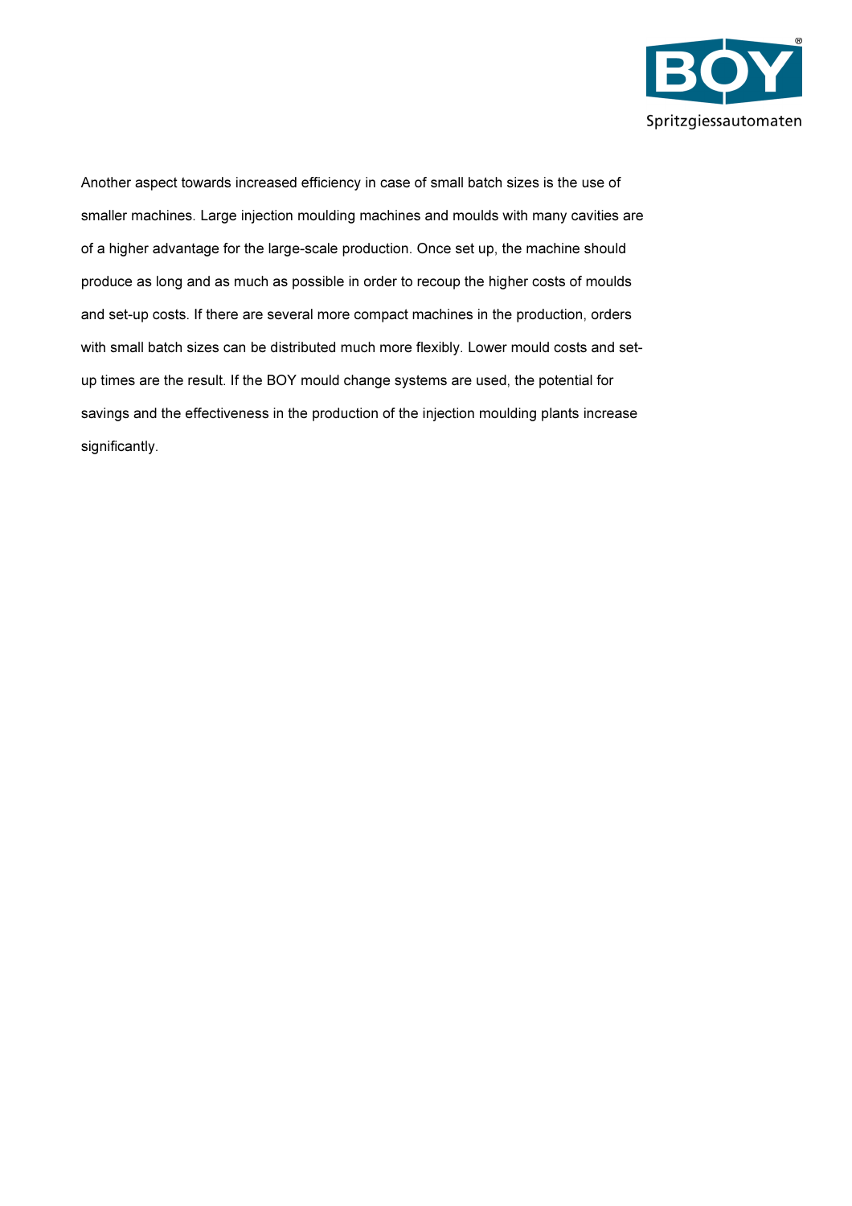Another aspect towards increased efficiency in case of small batch sizes is the use of smaller machines. Large injection moulding machines and moulds with many cavities are of a higher advantage for the large-scale production. Once set up, the machine should produce as long and as much as possible in order to recoup the higher costs of moulds and set-up costs. If there are several more compact machines in the production, orders with small batch sizes can be distributed much more flexibly. Lower mould costs and set-up times are the result. If the BOY mould change systems are used, the potential for savings and the effectiveness in the production of the injection moulding plants increase significantly.